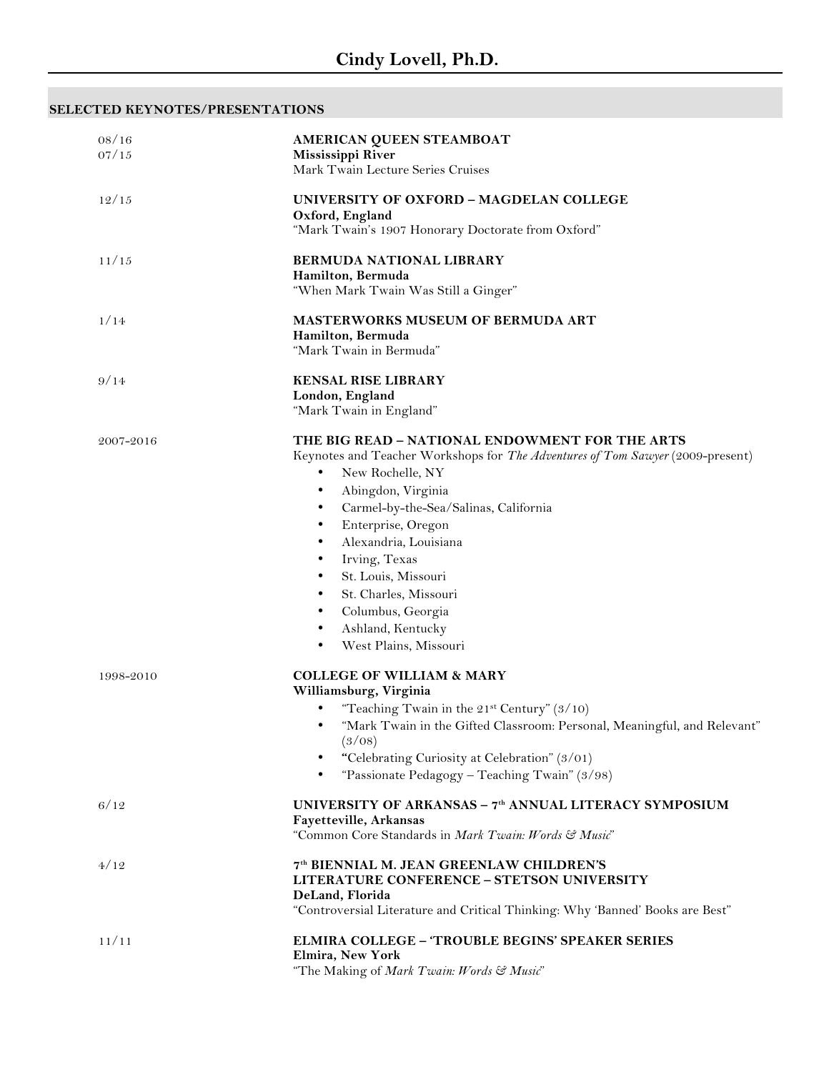# Cindy Lovell, Ph.D.

## SELECTED KEYNOTES/PRESENTATIONS

08/16
07/15

**AMERICAN QUEEN STEAMBOAT**
**Mississippi River**
Mark Twain Lecture Series Cruises

12/15

**UNIVERSITY OF OXFORD – MAGDELAN COLLEGE**
**Oxford, England**
"Mark Twain's 1907 Honorary Doctorate from Oxford"

11/15

**BERMUDA NATIONAL LIBRARY**
**Hamilton, Bermuda**
"When Mark Twain Was Still a Ginger"

1/14

**MASTERWORKS MUSEUM OF BERMUDA ART**
**Hamilton, Bermuda**
"Mark Twain in Bermuda"

9/14

**KENSAL RISE LIBRARY**
**London, England**
"Mark Twain in England"

2007-2016

**THE BIG READ – NATIONAL ENDOWMENT FOR THE ARTS**
Keynotes and Teacher Workshops for *The Adventures of Tom Sawyer* (2009-present)

- New Rochelle, NY
- Abingdon, Virginia
- Carmel-by-the-Sea/Salinas, California
- Enterprise, Oregon
- Alexandria, Louisiana
- Irving, Texas
- St. Louis, Missouri
- St. Charles, Missouri
- Columbus, Georgia
- Ashland, Kentucky
- West Plains, Missouri

1998-2010

**COLLEGE OF WILLIAM & MARY**
**Williamsburg, Virginia**

- "Teaching Twain in the 21st Century" (3/10)
- "Mark Twain in the Gifted Classroom: Personal, Meaningful, and Relevant" (3/08)
- "Celebrating Curiosity at Celebration" (3/01)
- "Passionate Pedagogy – Teaching Twain" (3/98)

6/12

**UNIVERSITY OF ARKANSAS – 7th ANNUAL LITERACY SYMPOSIUM**
**Fayetteville, Arkansas**
"Common Core Standards in *Mark Twain: Words & Music*"

4/12

**7th BIENNIAL M. JEAN GREENLAW CHILDREN'S LITERATURE CONFERENCE – STETSON UNIVERSITY**
**DeLand, Florida**
"Controversial Literature and Critical Thinking: Why 'Banned' Books are Best"

11/11

**ELMIRA COLLEGE – 'TROUBLE BEGINS' SPEAKER SERIES**
**Elmira, New York**
"The Making of *Mark Twain: Words & Music*"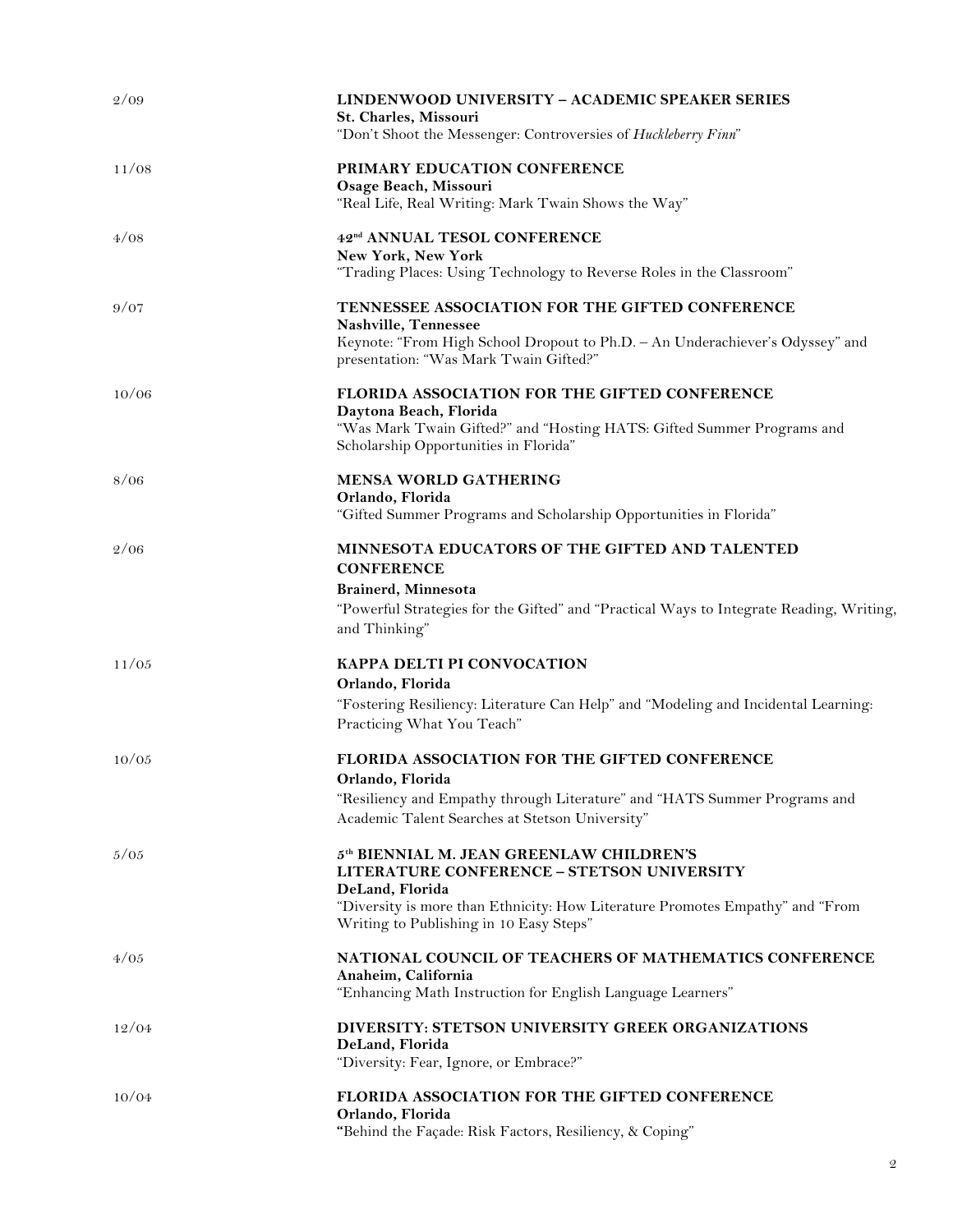| | |
|---|---|
| 2/09 | **LINDENWOOD UNIVERSITY – ACADEMIC SPEAKER SERIES**<br>**St. Charles, Missouri**<br>"Don't Shoot the Messenger: Controversies of *Huckleberry Finn*" |
| 11/08 | **PRIMARY EDUCATION CONFERENCE**<br>**Osage Beach, Missouri**<br>"Real Life, Real Writing: Mark Twain Shows the Way" |
| 4/08 | **42nd ANNUAL TESOL CONFERENCE**<br>**New York, New York**<br>"Trading Places: Using Technology to Reverse Roles in the Classroom" |
| 9/07 | **TENNESSEE ASSOCIATION FOR THE GIFTED CONFERENCE**<br>**Nashville, Tennessee**<br>Keynote: "From High School Dropout to Ph.D. – An Underachiever's Odyssey" and presentation: "Was Mark Twain Gifted?" |
| 10/06 | **FLORIDA ASSOCIATION FOR THE GIFTED CONFERENCE**<br>**Daytona Beach, Florida**<br>"Was Mark Twain Gifted?" and "Hosting HATS: Gifted Summer Programs and Scholarship Opportunities in Florida" |
| 8/06 | **MENSA WORLD GATHERING**<br>**Orlando, Florida**<br>"Gifted Summer Programs and Scholarship Opportunities in Florida" |
| 2/06 | **MINNESOTA EDUCATORS OF THE GIFTED AND TALENTED CONFERENCE**<br>**Brainerd, Minnesota**<br>"Powerful Strategies for the Gifted" and "Practical Ways to Integrate Reading, Writing, and Thinking" |
| 11/05 | **KAPPA DELTI PI CONVOCATION**<br>**Orlando, Florida**<br>"Fostering Resiliency: Literature Can Help" and "Modeling and Incidental Learning: Practicing What You Teach" |
| 10/05 | **FLORIDA ASSOCIATION FOR THE GIFTED CONFERENCE**<br>**Orlando, Florida**<br>"Resiliency and Empathy through Literature" and "HATS Summer Programs and Academic Talent Searches at Stetson University" |
| 5/05 | **5th BIENNIAL M. JEAN GREENLAW CHILDREN'S LITERATURE CONFERENCE – STETSON UNIVERSITY**<br>**DeLand, Florida**<br>"Diversity is more than Ethnicity: How Literature Promotes Empathy" and "From Writing to Publishing in 10 Easy Steps" |
| 4/05 | **NATIONAL COUNCIL OF TEACHERS OF MATHEMATICS CONFERENCE**<br>**Anaheim, California**<br>"Enhancing Math Instruction for English Language Learners" |
| 12/04 | **DIVERSITY: STETSON UNIVERSITY GREEK ORGANIZATIONS**<br>**DeLand, Florida**<br>"Diversity: Fear, Ignore, or Embrace?" |
| 10/04 | **FLORIDA ASSOCIATION FOR THE GIFTED CONFERENCE**<br>**Orlando, Florida**<br>"Behind the Façade: Risk Factors, Resiliency, & Coping" |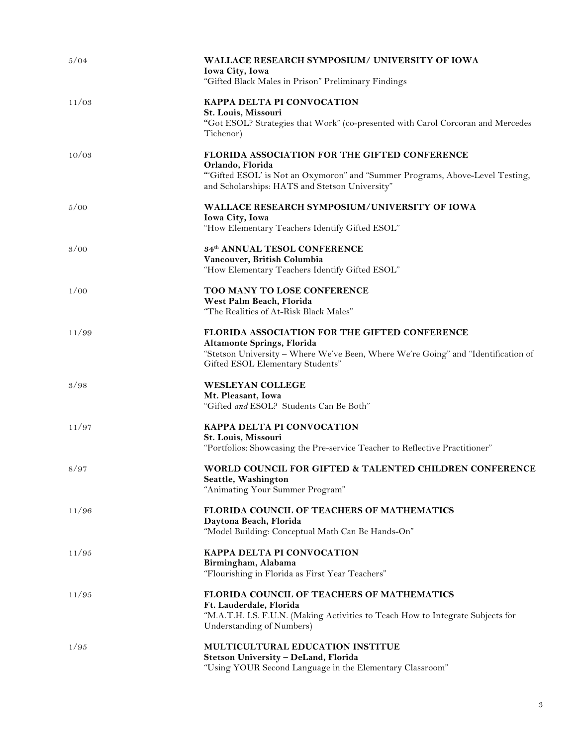5/04 **WALLACE RESEARCH SYMPOSIUM/ UNIVERSITY OF IOWA**
**Iowa City, Iowa**
"Gifted Black Males in Prison" Preliminary Findings

11/03 **KAPPA DELTA PI CONVOCATION**
**St. Louis, Missouri**
**"**Got ESOL? Strategies that Work" (co-presented with Carol Corcoran and Mercedes Tichenor)

10/03 **FLORIDA ASSOCIATION FOR THE GIFTED CONFERENCE**
**Orlando, Florida**
"'Gifted ESOL' is Not an Oxymoron" and "Summer Programs, Above-Level Testing, and Scholarships: HATS and Stetson University"

5/00 **WALLACE RESEARCH SYMPOSIUM/UNIVERSITY OF IOWA**
**Iowa City, Iowa**
"How Elementary Teachers Identify Gifted ESOL"

3/00 **34th ANNUAL TESOL CONFERENCE**
**Vancouver, British Columbia**
"How Elementary Teachers Identify Gifted ESOL"

1/00 **TOO MANY TO LOSE CONFERENCE**
**West Palm Beach, Florida**
"The Realities of At-Risk Black Males"

11/99 **FLORIDA ASSOCIATION FOR THE GIFTED CONFERENCE**
**Altamonte Springs, Florida**
"Stetson University – Where We've Been, Where We're Going" and "Identification of Gifted ESOL Elementary Students"

3/98 **WESLEYAN COLLEGE**
**Mt. Pleasant, Iowa**
"Gifted *and* ESOL? Students Can Be Both"

11/97 **KAPPA DELTA PI CONVOCATION**
**St. Louis, Missouri**
"Portfolios: Showcasing the Pre-service Teacher to Reflective Practitioner"

8/97 **WORLD COUNCIL FOR GIFTED & TALENTED CHILDREN CONFERENCE**
**Seattle, Washington**
"Animating Your Summer Program"

11/96 **FLORIDA COUNCIL OF TEACHERS OF MATHEMATICS**
**Daytona Beach, Florida**
"Model Building: Conceptual Math Can Be Hands-On"

11/95 **KAPPA DELTA PI CONVOCATION**
**Birmingham, Alabama**
"Flourishing in Florida as First Year Teachers"

11/95 **FLORIDA COUNCIL OF TEACHERS OF MATHEMATICS**
**Ft. Lauderdale, Florida**
"M.A.T.H. I.S. F.U.N. (Making Activities to Teach How to Integrate Subjects for Understanding of Numbers)

1/95 **MULTICULTURAL EDUCATION INSTITUE**
**Stetson University – DeLand, Florida**
"Using YOUR Second Language in the Elementary Classroom"